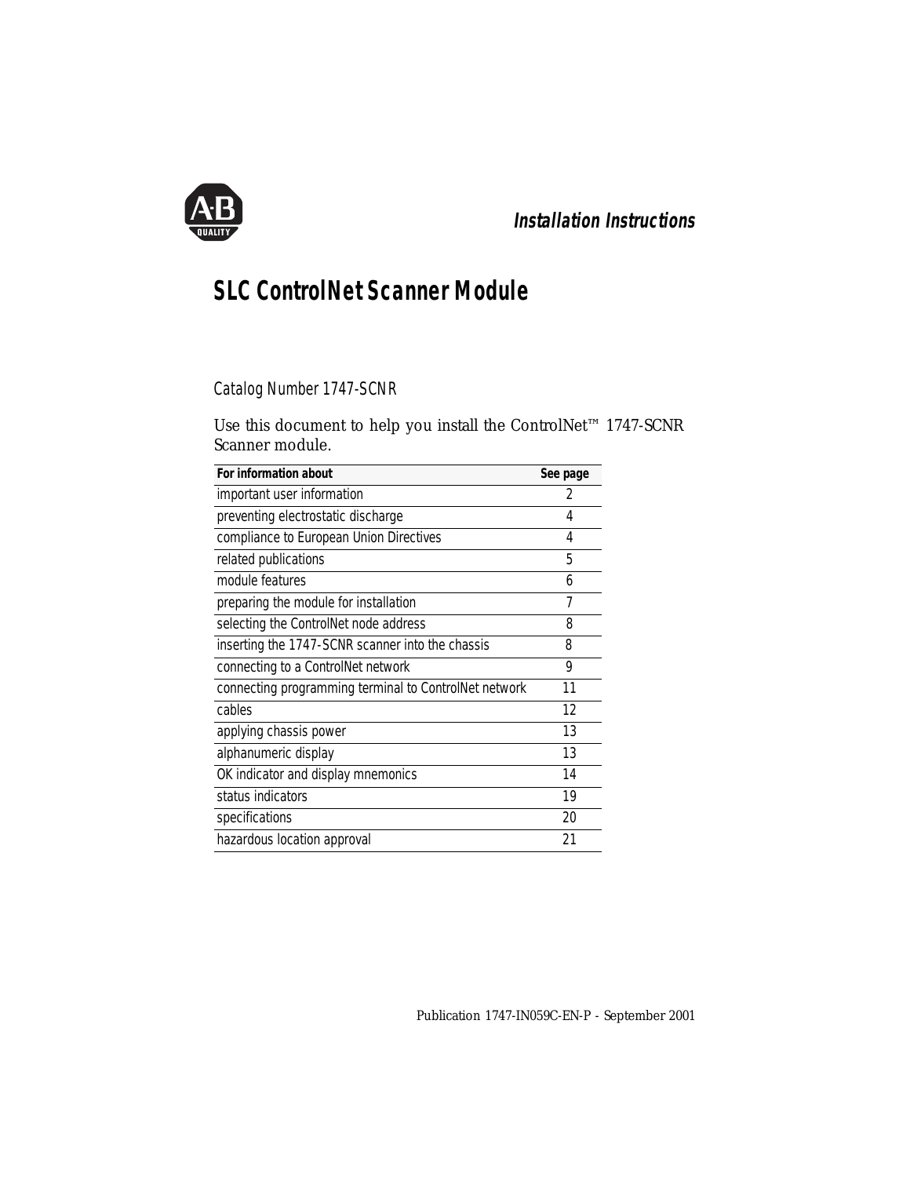*Installation Instructions*

# SLC ControlNet Scanner Module

*Catalog Number 1747-SCNR*

Use this document to help you install the ControlNet™ 1747-SCNR Scanner module.

| For information about | See page |
|---|---|
| important user information | 2 |
| preventing electrostatic discharge | 4 |
| compliance to European Union Directives | 4 |
| related publications | 5 |
| module features | 6 |
| preparing the module for installation | 7 |
| selecting the ControlNet node address | 8 |
| inserting the 1747-SCNR scanner into the chassis | 8 |
| connecting to a ControlNet network | 9 |
| connecting programming terminal to ControlNet network | 11 |
| cables | 12 |
| applying chassis power | 13 |
| alphanumeric display | 13 |
| OK indicator and display mnemonics | 14 |
| status indicators | 19 |
| specifications | 20 |
| hazardous location approval | 21 |

Publication 1747-IN059C-EN-P - September 2001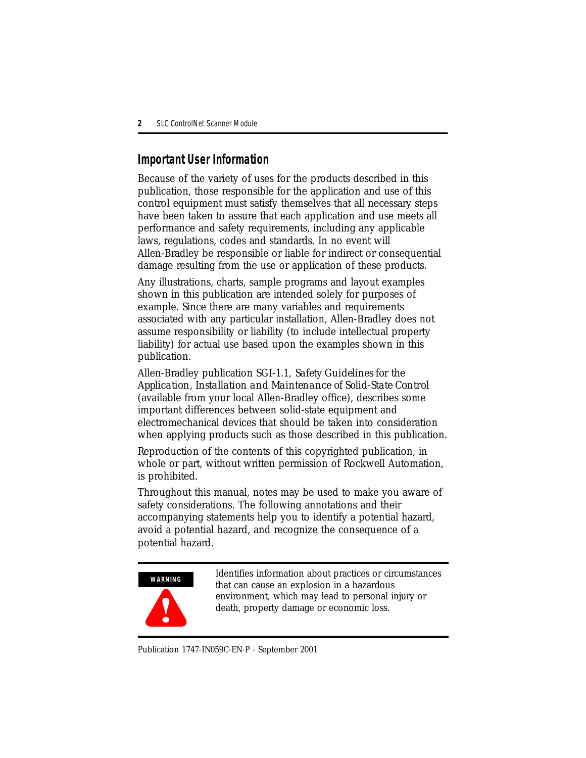## Important User Information

Because of the variety of uses for the products described in this publication, those responsible for the application and use of this control equipment must satisfy themselves that all necessary steps have been taken to assure that each application and use meets all performance and safety requirements, including any applicable laws, regulations, codes and standards. In no event will Allen-Bradley be responsible or liable for indirect or consequential damage resulting from the use or application of these products.

Any illustrations, charts, sample programs and layout examples shown in this publication are intended solely for purposes of example. Since there are many variables and requirements associated with any particular installation, Allen-Bradley does not assume responsibility or liability (to include intellectual property liability) for actual use based upon the examples shown in this publication.

Allen-Bradley publication SGI-1.1, *Safety Guidelines for the Application, Installation and Maintenance of Solid-State Control* (available from your local Allen-Bradley office), describes some important differences between solid-state equipment and electromechanical devices that should be taken into consideration when applying products such as those described in this publication.

Reproduction of the contents of this copyrighted publication, in whole or part, without written permission of Rockwell Automation, is prohibited.

Throughout this manual, notes may be used to make you aware of safety considerations. The following annotations and their accompanying statements help you to identify a potential hazard, avoid a potential hazard, and recognize the consequence of a potential hazard.

| | |
|---|---|
| **WARNING** | Identifies information about practices or circumstances that can cause an explosion in a hazardous environment, which may lead to personal injury or death, property damage or economic loss. |

Publication 1747-IN059C-EN-P - September 2001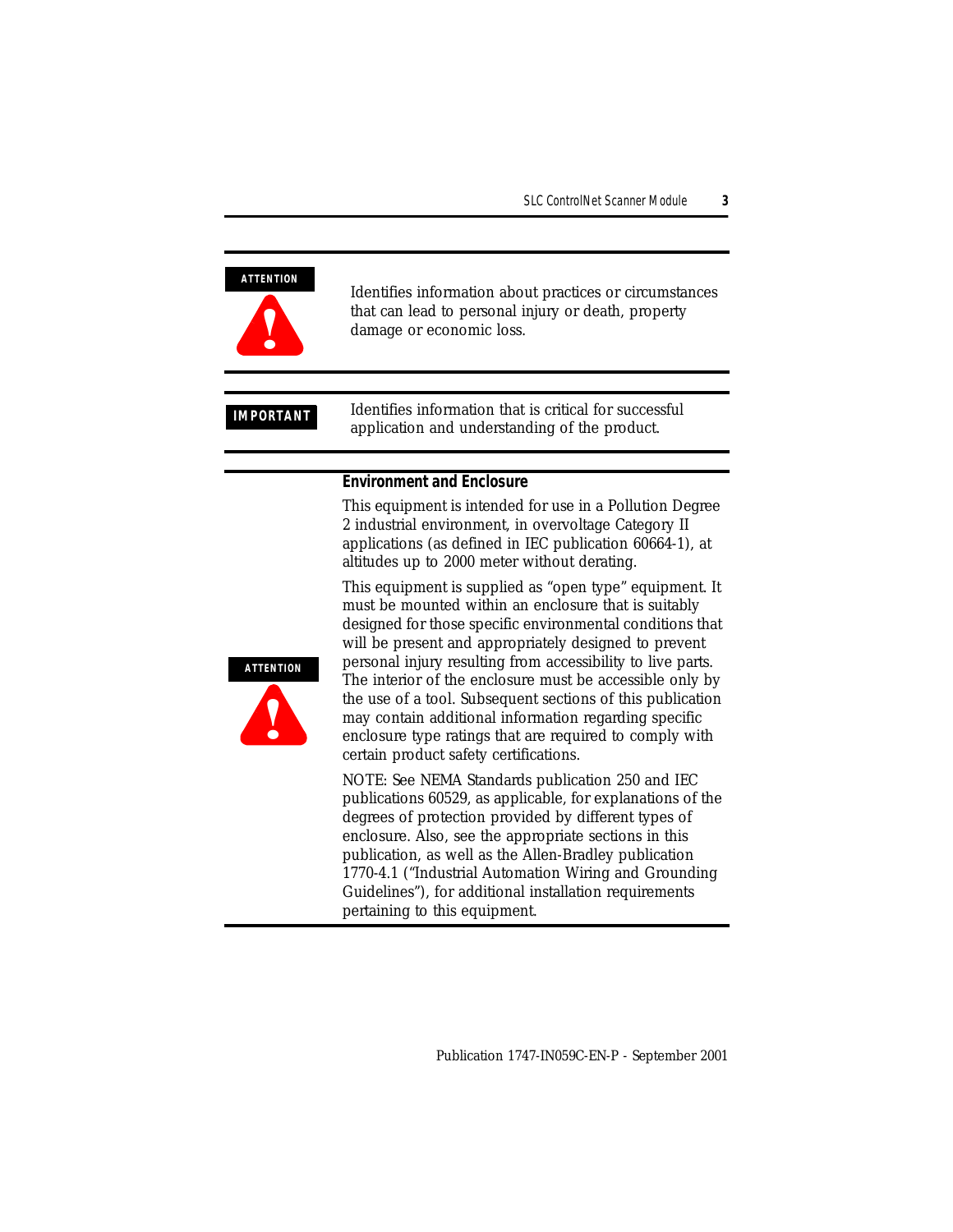**ATTENTION**

Identifies information about practices or circumstances that can lead to personal injury or death, property damage or economic loss.

**IMPORTANT**

Identifies information that is critical for successful application and understanding of the product.

**Environment and Enclosure**

**ATTENTION**

This equipment is intended for use in a Pollution Degree 2 industrial environment, in overvoltage Category II applications (as defined in IEC publication 60664-1), at altitudes up to 2000 meter without derating.

This equipment is supplied as "open type" equipment. It must be mounted within an enclosure that is suitably designed for those specific environmental conditions that will be present and appropriately designed to prevent personal injury resulting from accessibility to live parts. The interior of the enclosure must be accessible only by the use of a tool. Subsequent sections of this publication may contain additional information regarding specific enclosure type ratings that are required to comply with certain product safety certifications.

NOTE: See NEMA Standards publication 250 and IEC publications 60529, as applicable, for explanations of the degrees of protection provided by different types of enclosure. Also, see the appropriate sections in this publication, as well as the Allen-Bradley publication 1770-4.1 ("Industrial Automation Wiring and Grounding Guidelines"), for additional installation requirements pertaining to this equipment.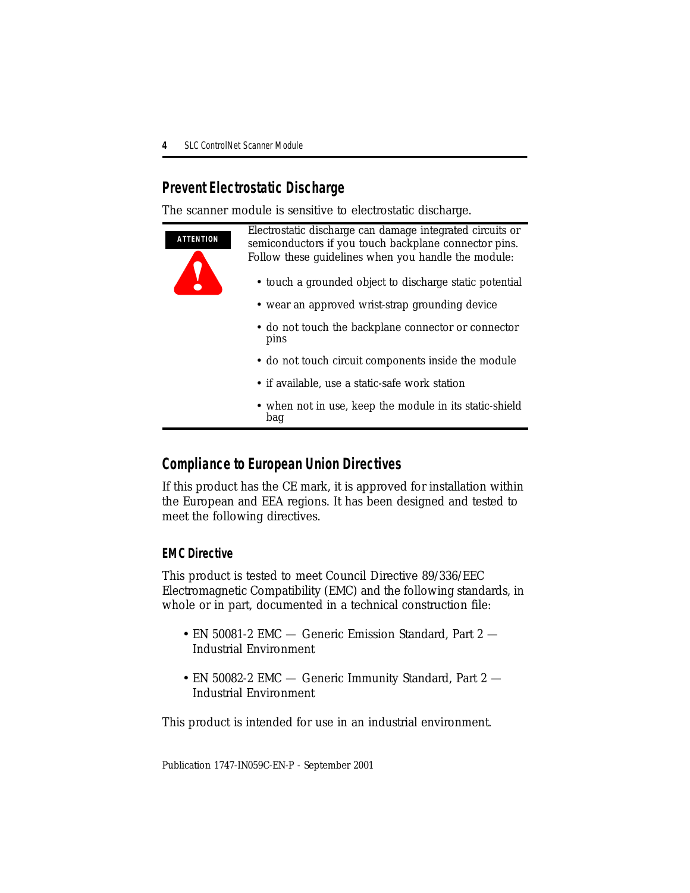## Prevent Electrostatic Discharge

The scanner module is sensitive to electrostatic discharge.

**ATTENTION**

Electrostatic discharge can damage integrated circuits or semiconductors if you touch backplane connector pins. Follow these guidelines when you handle the module:

- touch a grounded object to discharge static potential
- wear an approved wrist-strap grounding device
- do not touch the backplane connector or connector pins
- do not touch circuit components inside the module
- if available, use a static-safe work station
- when not in use, keep the module in its static-shield bag

## Compliance to European Union Directives

If this product has the CE mark, it is approved for installation within the European and EEA regions. It has been designed and tested to meet the following directives.

### EMC Directive

This product is tested to meet Council Directive 89/336/EEC Electromagnetic Compatibility (EMC) and the following standards, in whole or in part, documented in a technical construction file:

- EN 50081-2 EMC — Generic Emission Standard, Part 2 — Industrial Environment
- EN 50082-2 EMC — Generic Immunity Standard, Part 2 — Industrial Environment

This product is intended for use in an industrial environment.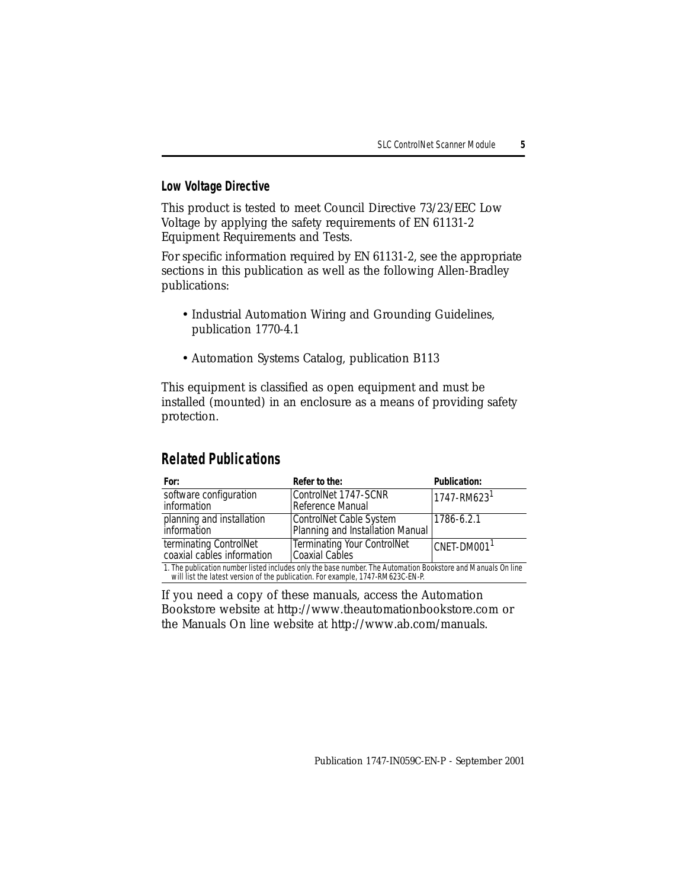### Low Voltage Directive

This product is tested to meet Council Directive 73/23/EEC Low Voltage by applying the safety requirements of EN 61131-2 Equipment Requirements and Tests.

For specific information required by EN 61131-2, see the appropriate sections in this publication as well as the following Allen-Bradley publications:

- Industrial Automation Wiring and Grounding Guidelines, publication 1770-4.1
- Automation Systems Catalog, publication B113

This equipment is classified as open equipment and must be installed (mounted) in an enclosure as a means of providing safety protection.

## Related Publications

| For: | Refer to the: | Publication: |
|---|---|---|
| software configuration information | ControlNet 1747-SCNR Reference Manual | 1747-RM623[1] |
| planning and installation information | ControlNet Cable System Planning and Installation Manual | 1786-6.2.1 |
| terminating ControlNet coaxial cables information | Terminating Your ControlNet Coaxial Cables | CNET-DM001[1] |

1. The publication number listed includes only the base number. The Automation Bookstore and Manuals On line will list the latest version of the publication. For example, 1747-RM623C-EN-P.

If you need a copy of these manuals, access the Automation Bookstore website at http://www.theautomationbookstore.com or the Manuals On line website at http://www.ab.com/manuals.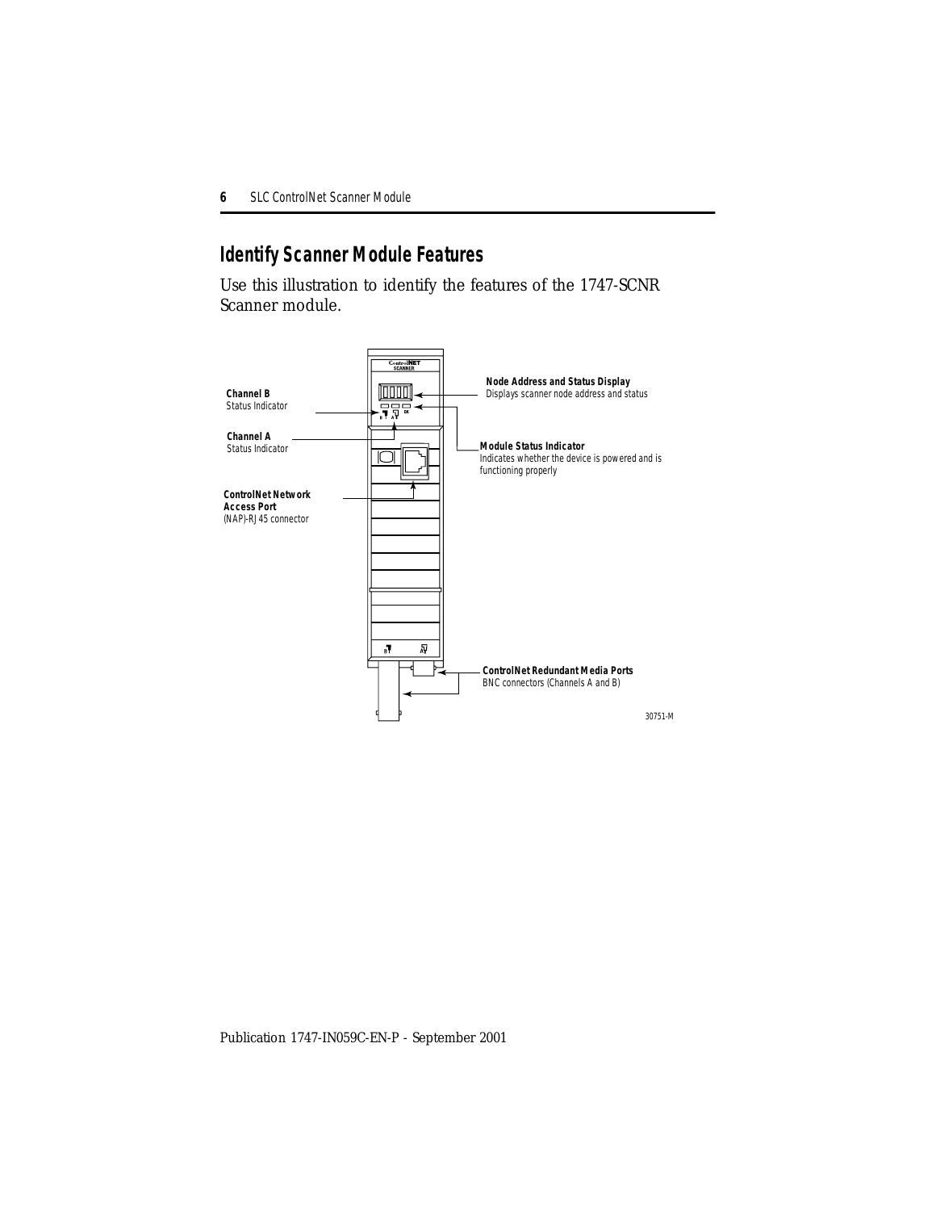## Identify Scanner Module Features

Use this illustration to identify the features of the 1747-SCNR Scanner module.

**Channel B**
Status Indicator

**Channel A**
Status Indicator

**ControlNet Network Access Port**
(NAP)-RJ45 connector

**Node Address and Status Display**
Displays scanner node address and status

**Module Status Indicator**
Indicates whether the device is powered and is functioning properly

**ControlNet Redundant Media Ports**
BNC connectors (Channels A and B)

30751-M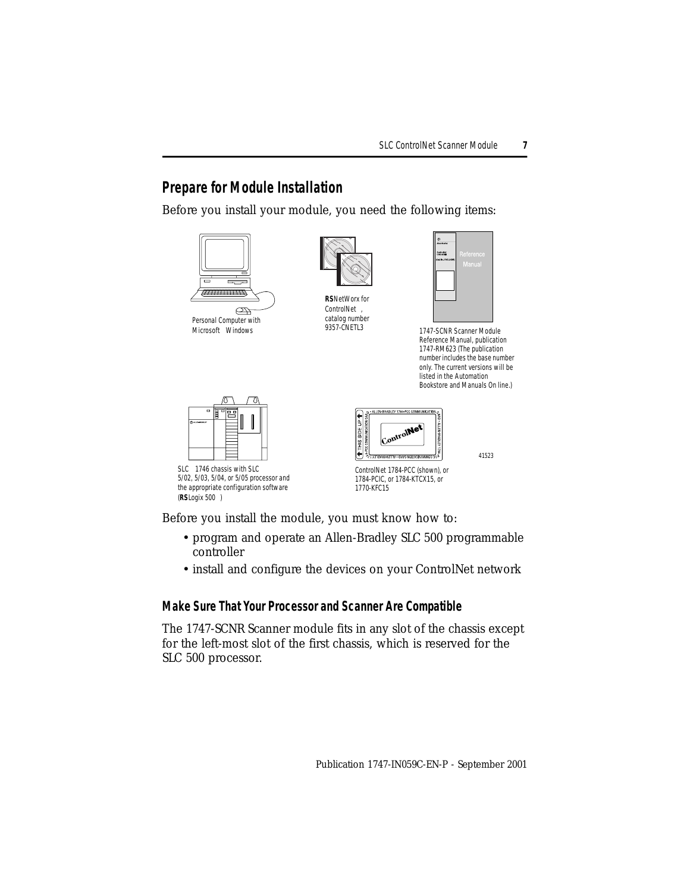## Prepare for Module Installation

Before you install your module, you need the following items:

Personal Computer with Microsoft Windows

**RS**NetWorx for ControlNet, catalog number 9357-CNETL3

1747-SCNR Scanner Module Reference Manual, publication 1747-RM623 (The publication number includes the base number only. The current versions will be listed in the Automation Bookstore and Manuals On line.)

SLC 1746 chassis with SLC 5/02, 5/03, 5/04, or 5/05 processor and the appropriate configuration software (**RS**Logix 500)

ControlNet 1784-PCC (shown), or 1784-PCIC, or 1784-KTCX15, or 1770-KFC15

41523

Before you install the module, you must know how to:

- program and operate an Allen-Bradley SLC 500 programmable controller
- install and configure the devices on your ControlNet network

### Make Sure That Your Processor and Scanner Are Compatible

The 1747-SCNR Scanner module fits in any slot of the chassis except for the left-most slot of the first chassis, which is reserved for the SLC 500 processor.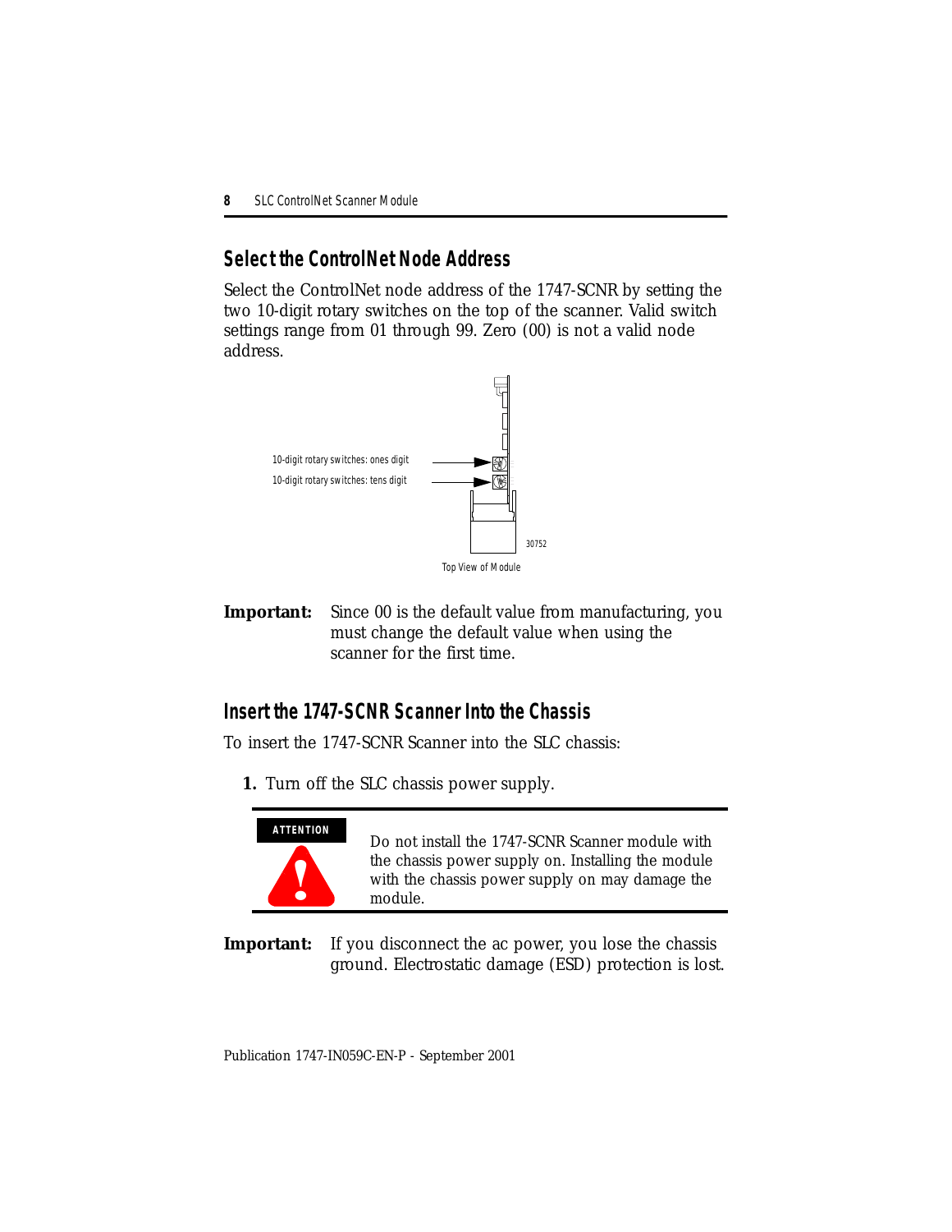## Select the ControlNet Node Address

Select the ControlNet node address of the 1747-SCNR by setting the two 10-digit rotary switches on the top of the scanner. Valid switch settings range from 01 through 99. Zero (00) is not a valid node address.

10-digit rotary switches: ones digit

10-digit rotary switches: tens digit

30752

Top View of Module

**Important:** Since 00 is the default value from manufacturing, you must change the default value when using the scanner for the first time.

## Insert the 1747-SCNR Scanner Into the Chassis

To insert the 1747-SCNR Scanner into the SLC chassis:

1. Turn off the SLC chassis power supply.

**ATTENTION**

Do not install the 1747-SCNR Scanner module with the chassis power supply on. Installing the module with the chassis power supply on may damage the module.

**Important:** If you disconnect the ac power, you lose the chassis ground. Electrostatic damage (ESD) protection is lost.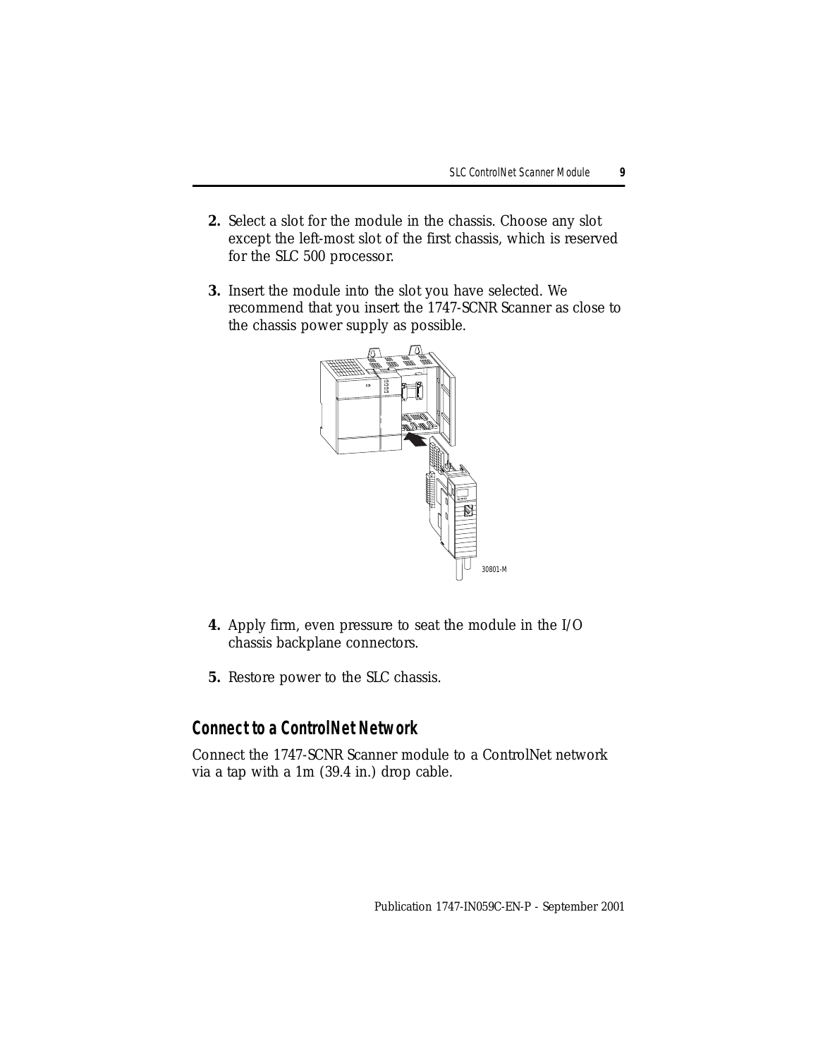2. Select a slot for the module in the chassis. Choose any slot except the left-most slot of the first chassis, which is reserved for the SLC 500 processor.

3. Insert the module into the slot you have selected. We recommend that you insert the 1747-SCNR Scanner as close to the chassis power supply as possible.

30801-M

4. Apply firm, even pressure to seat the module in the I/O chassis backplane connectors.

5. Restore power to the SLC chassis.

## Connect to a ControlNet Network

Connect the 1747-SCNR Scanner module to a ControlNet network via a tap with a 1m (39.4 in.) drop cable.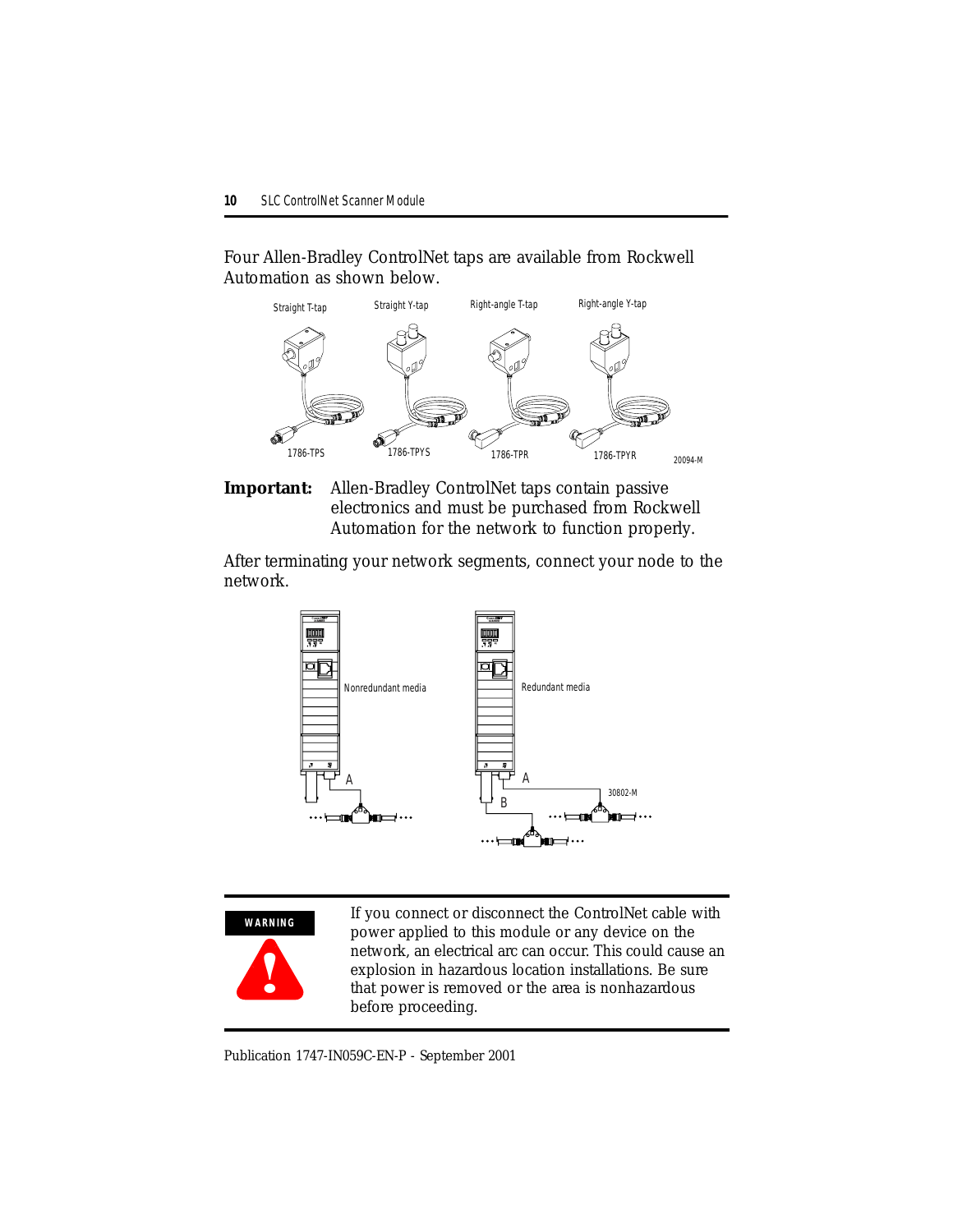Four Allen-Bradley ControlNet taps are available from Rockwell Automation as shown below.

Straight T-tap — 1786-TPS
Straight Y-tap — 1786-TPYS
Right-angle T-tap — 1786-TPR
Right-angle Y-tap — 1786-TPYR

20094-M

**Important:** Allen-Bradley ControlNet taps contain passive electronics and must be purchased from Rockwell Automation for the network to function properly.

After terminating your network segments, connect your node to the network.

Nonredundant media — A

Redundant media — A, B

30802-M

**WARNING**

If you connect or disconnect the ControlNet cable with power applied to this module or any device on the network, an electrical arc can occur. This could cause an explosion in hazardous location installations. Be sure that power is removed or the area is nonhazardous before proceeding.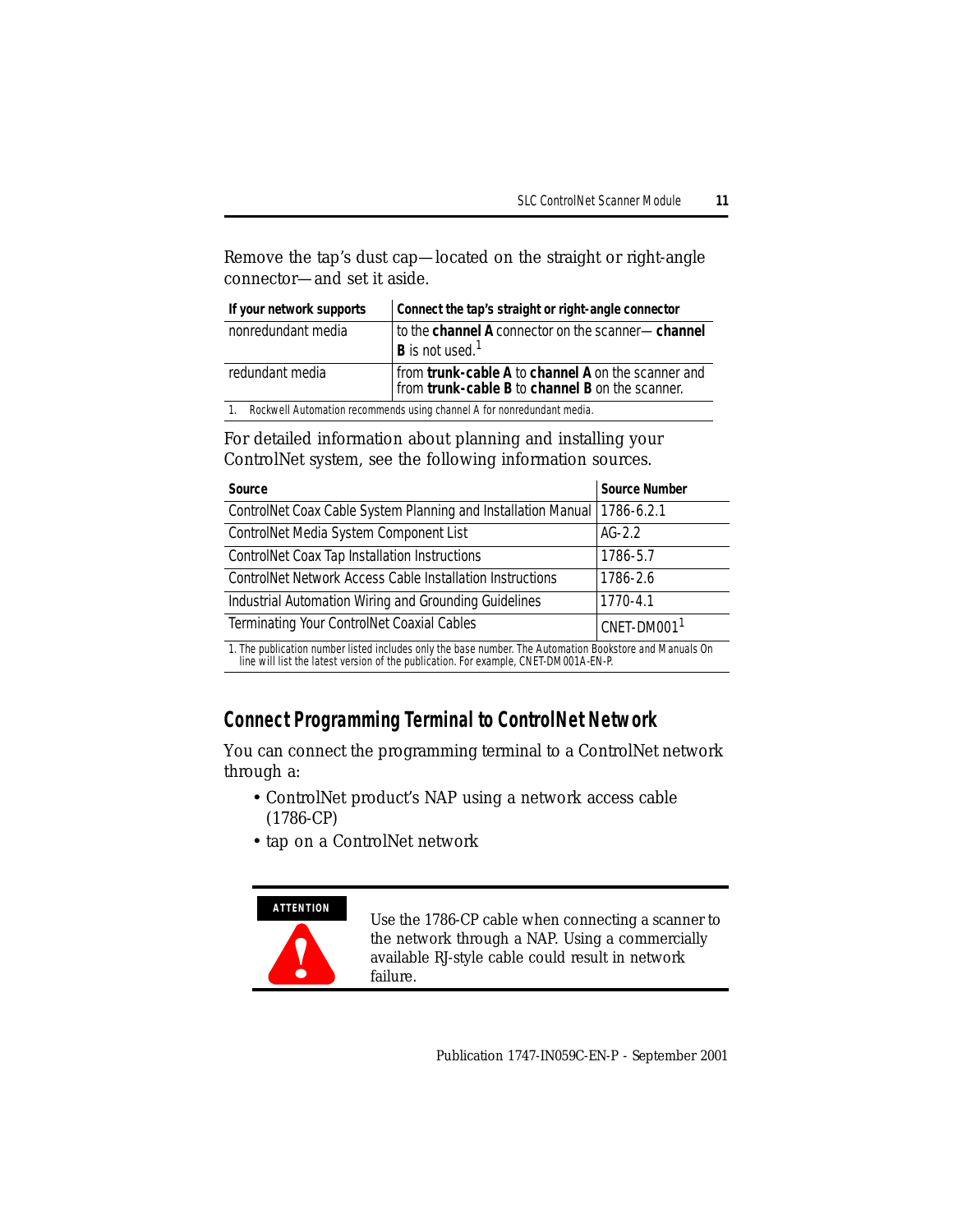Remove the tap's dust cap—located on the straight or right-angle connector—and set it aside.

| If your network supports | Connect the tap's straight or right-angle connector |
| --- | --- |
| nonredundant media | to the **channel A** connector on the scanner— **channel B** is not used.[1] |
| redundant media | from **trunk-cable A** to **channel A** on the scanner and from **trunk-cable B** to **channel B** on the scanner. |

1. Rockwell Automation recommends using channel A for nonredundant media.

For detailed information about planning and installing your ControlNet system, see the following information sources.

| Source | Source Number |
| --- | --- |
| ControlNet Coax Cable System Planning and Installation Manual | 1786-6.2.1 |
| ControlNet Media System Component List | AG-2.2 |
| ControlNet Coax Tap Installation Instructions | 1786-5.7 |
| ControlNet Network Access Cable Installation Instructions | 1786-2.6 |
| Industrial Automation Wiring and Grounding Guidelines | 1770-4.1 |
| Terminating Your ControlNet Coaxial Cables | CNET-DM001[1] |

1. The publication number listed includes only the base number. The Automation Bookstore and Manuals On line will list the latest version of the publication. For example, CNET-DM001A-EN-P.

## Connect Programming Terminal to ControlNet Network

You can connect the programming terminal to a ControlNet network through a:

- ControlNet product's NAP using a network access cable (1786-CP)
- tap on a ControlNet network

**ATTENTION**

Use the 1786-CP cable when connecting a scanner to the network through a NAP. Using a commercially available RJ-style cable could result in network failure.

Publication 1747-IN059C-EN-P - September 2001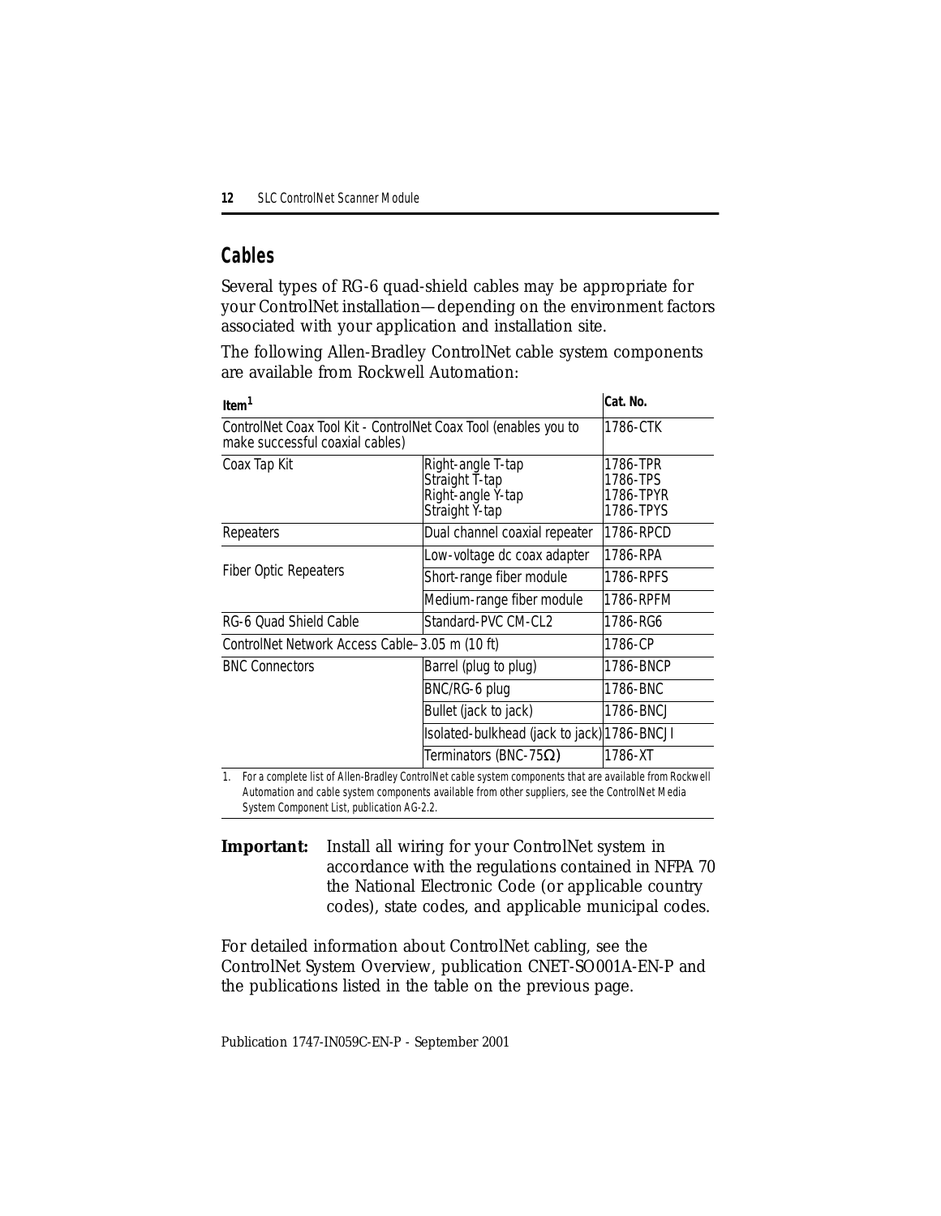## Cables

Several types of RG-6 quad-shield cables may be appropriate for your ControlNet installation—depending on the environment factors associated with your application and installation site.

The following Allen-Bradley ControlNet cable system components are available from Rockwell Automation:

| Item[1] | | Cat. No. |
|---|---|---|
| ControlNet Coax Tool Kit - ControlNet Coax Tool (enables you to make successful coaxial cables) | | 1786-CTK |
| Coax Tap Kit | Right-angle T-tap<br>Straight T-tap<br>Right-angle Y-tap<br>Straight Y-tap | 1786-TPR<br>1786-TPS<br>1786-TPYR<br>1786-TPYS |
| Repeaters | Dual channel coaxial repeater | 1786-RPCD |
| Fiber Optic Repeaters | Low-voltage dc coax adapter | 1786-RPA |
| | Short-range fiber module | 1786-RPFS |
| | Medium-range fiber module | 1786-RPFM |
| RG-6 Quad Shield Cable | Standard-PVC CM-CL2 | 1786-RG6 |
| ControlNet Network Access Cable–3.05 m (10 ft) | | 1786-CP |
| BNC Connectors | Barrel (plug to plug) | 1786-BNCP |
| | BNC/RG-6 plug | 1786-BNC |
| | Bullet (jack to jack) | 1786-BNCJ |
| | Isolated-bulkhead (jack to jack) | 1786-BNCJI |
| | Terminators (BNC-75Ω) | 1786-XT |

1. For a complete list of Allen-Bradley ControlNet cable system components that are available from Rockwell Automation and cable system components available from other suppliers, see the ControlNet Media System Component List, publication AG-2.2.

**Important:** Install all wiring for your ControlNet system in accordance with the regulations contained in NFPA 70 the National Electronic Code (or applicable country codes), state codes, and applicable municipal codes.

For detailed information about ControlNet cabling, see the ControlNet System Overview, publication CNET-SO001A-EN-P and the publications listed in the table on the previous page.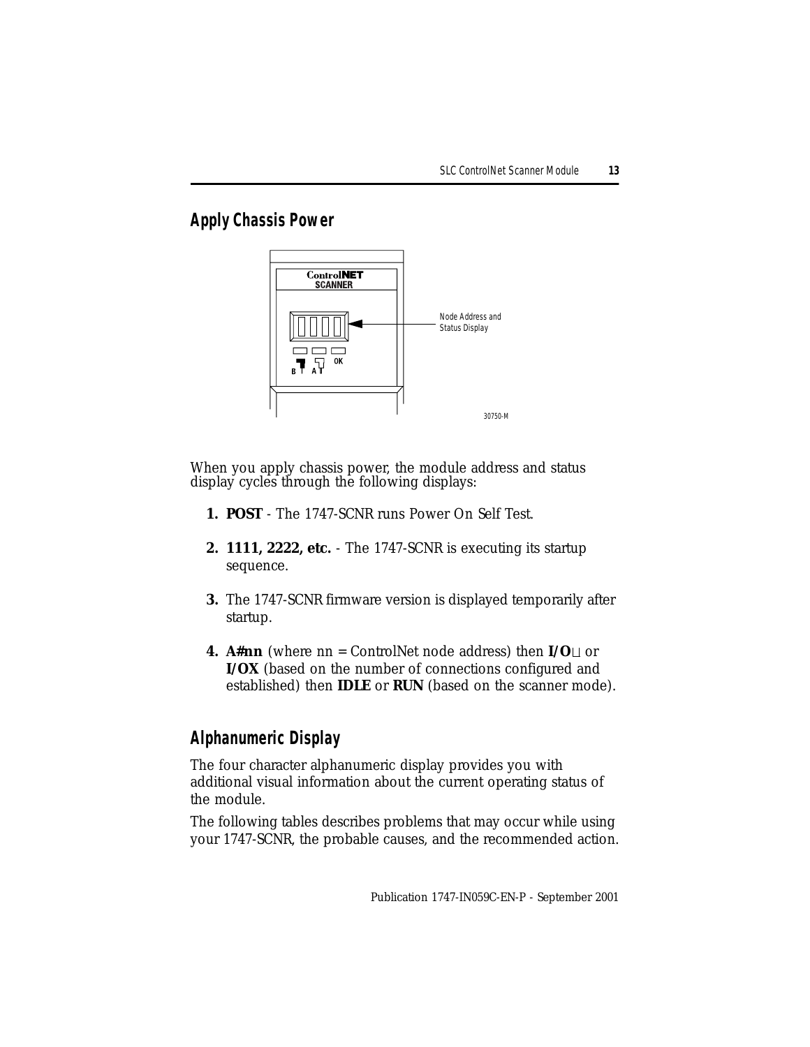## Apply Chassis Power

Node Address and Status Display

30750-M

When you apply chassis power, the module address and status display cycles through the following displays:

1. **POST** - The 1747-SCNR runs Power On Self Test.
2. **1111, 2222, etc.** - The 1747-SCNR is executing its startup sequence.
3. The 1747-SCNR firmware version is displayed temporarily after startup.
4. **A#nn** (where nn = ControlNet node address) then **I/O⊔** or **I/OX** (based on the number of connections configured and established) then **IDLE** or **RUN** (based on the scanner mode).

## Alphanumeric Display

The four character alphanumeric display provides you with additional visual information about the current operating status of the module.

The following tables describes problems that may occur while using your 1747-SCNR, the probable causes, and the recommended action.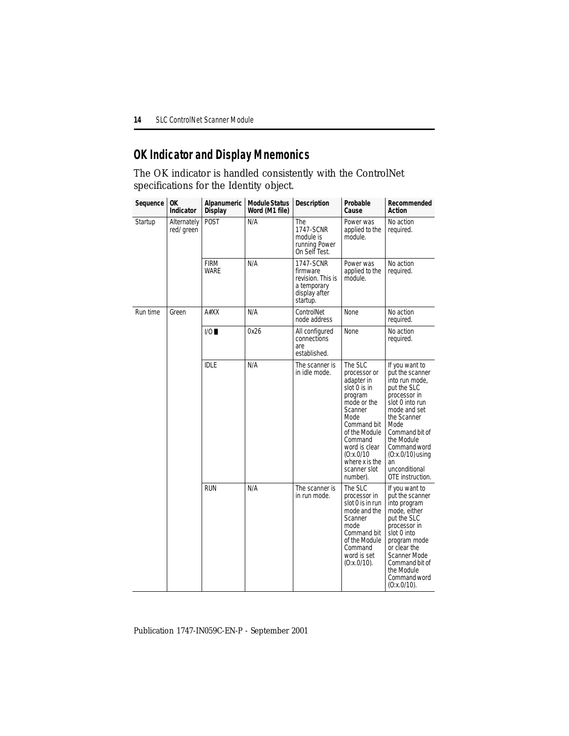## OK Indicator and Display Mnemonics

The OK indicator is handled consistently with the ControlNet specifications for the Identity object.

| Sequence | OK Indicator | Alpanumeric Display | Module Status Word (M1 file) | Description | Probable Cause | Recommended Action |
|---|---|---|---|---|---|---|
| Startup | Alternately red/green | POST | N/A | The 1747-SCNR module is running Power On Self Test. | Power was applied to the module. | No action required. |
| | | FIRM WARE | N/A | 1747-SCNR firmware revision. This is a temporary display after startup. | Power was applied to the module. | No action required. |
| Run time | Green | A#XX | N/A | ControlNet node address | None | No action required. |
| | | I/O ■ | 0x26 | All configured connections are established. | None | No action required. |
| | | IDLE | N/A | The scanner is in idle mode. | The SLC processor or adapter in slot 0 is in program mode or the Scanner Mode Command bit of the Module Command word is clear (O:x.0/10 where x is the scanner slot number). | If you want to put the scanner into run mode, put the SLC processor in slot 0 into run mode and set the Scanner Mode Command bit of the Module Command word (O:x.0/10) using an unconditional OTE instruction. |
| | | RUN | N/A | The scanner is in run mode. | The SLC processor in slot 0 is in run mode and the Scanner mode Command bit of the Module Command word is set (O:x.0/10). | If you want to put the scanner into program mode, either put the SLC processor in slot 0 into program mode or clear the Scanner Mode Command bit of the Module Command word (O:x.0/10). |

Publication 1747-IN059C-EN-P - September 2001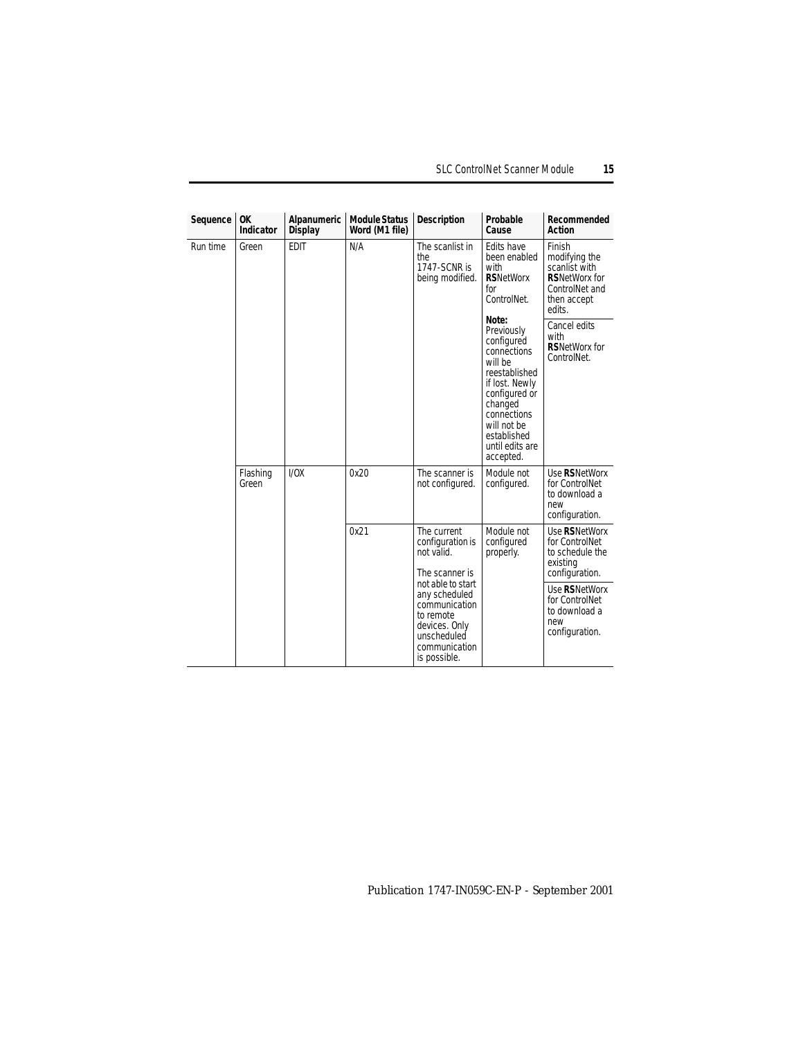| Sequence | OK Indicator | Alpanumeric Display | Module Status Word (M1 file) | Description | Probable Cause | Recommended Action |
|---|---|---|---|---|---|---|
| Run time | Green | EDIT | N/A | The scanlist in the 1747-SCNR is being modified. | Edits have been enabled with **RS**NetWorx for ControlNet. **Note:** Previously configured connections will be reestablished if lost. Newly configured or changed connections will not be established until edits are accepted. | Finish modifying the scanlist with **RS**NetWorx for ControlNet and then accept edits. |
| | | | | | | Cancel edits with **RS**NetWorx for ControlNet. |
| | Flashing Green | I/OX | 0x20 | The scanner is not configured. | Module not configured. | Use **RS**NetWorx for ControlNet to download a new configuration. |
| | | | 0x21 | The current configuration is not valid. The scanner is not able to start any scheduled communication to remote devices. Only unscheduled communication is possible. | Module not configured properly. | Use **RS**NetWorx for ControlNet to schedule the existing configuration. |
| | | | | | | Use **RS**NetWorx for ControlNet to download a new configuration. |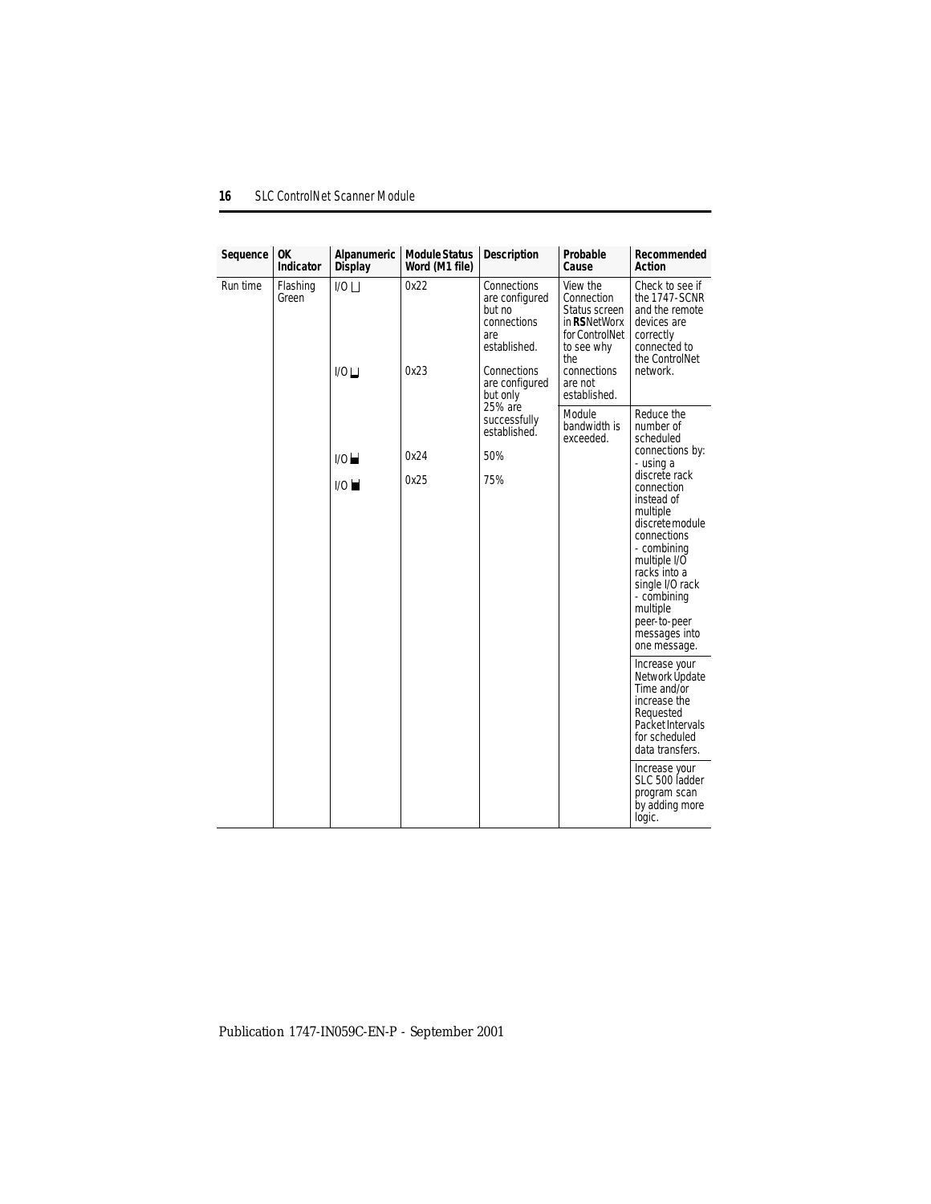| Sequence | OK Indicator | Alpanumeric Display | Module Status Word (M1 file) | Description | Probable Cause | Recommended Action |
|---|---|---|---|---|---|---|
| Run time | Flashing Green | I/O ⊔ | 0x22 | Connections are configured but no connections are established. | View the Connection Status screen in **RS**NetWorx for ControlNet to see why the connections are not established. | Check to see if the 1747-SCNR and the remote devices are correctly connected to the ControlNet network. |
| | | I/O ▁ | 0x23 | Connections are configured but only 25% are successfully established. | Module bandwidth is exceeded. | Reduce the number of scheduled connections by: - using a discrete rack connection instead of multiple discrete module connections - combining multiple I/O racks into a single I/O rack - combining multiple peer-to-peer messages into one message. |
| | | I/O ▄ | 0x24 | 50% | | Increase your Network Update Time and/or increase the Requested Packet Intervals for scheduled data transfers. |
| | | I/O ▆ | 0x25 | 75% | | Increase your SLC 500 ladder program scan by adding more logic. |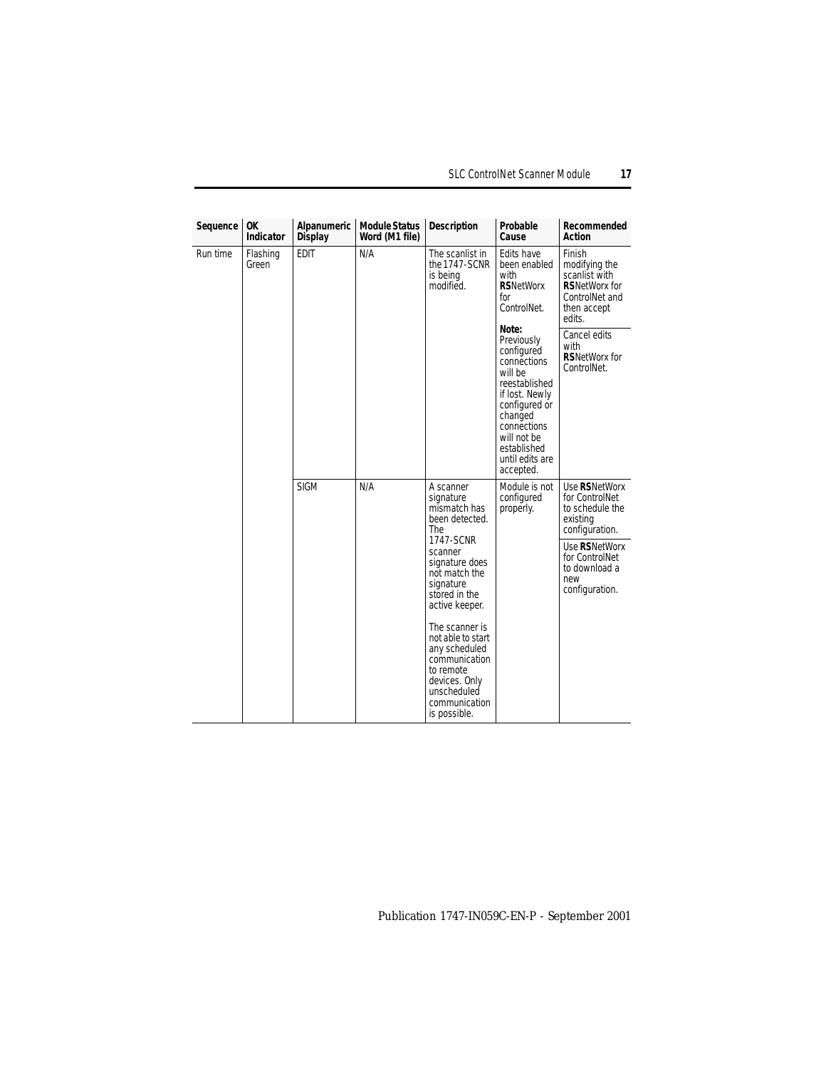| Sequence | OK Indicator | Alpanumeric Display | Module Status Word (M1 file) | Description | Probable Cause | Recommended Action |
|---|---|---|---|---|---|---|
| Run time | Flashing Green | EDIT | N/A | The scanlist in the 1747-SCNR is being modified. | Edits have been enabled with **RS**NetWorx for ControlNet.<br><br>**Note:** Previously configured connections will be reestablished if lost. Newly configured or changed connections will not be established until edits are accepted. | Finish modifying the scanlist with **RS**NetWorx for ControlNet and then accept edits.<br><br>Cancel edits with **RS**NetWorx for ControlNet. |
| | | SIGM | N/A | A scanner signature mismatch has been detected. The 1747-SCNR scanner signature does not match the signature stored in the active keeper.<br><br>The scanner is not able to start any scheduled communication to remote devices. Only unscheduled communication is possible. | Module is not configured properly. | Use **RS**NetWorx for ControlNet to schedule the existing configuration.<br><br>Use **RS**NetWorx for ControlNet to download a new configuration. |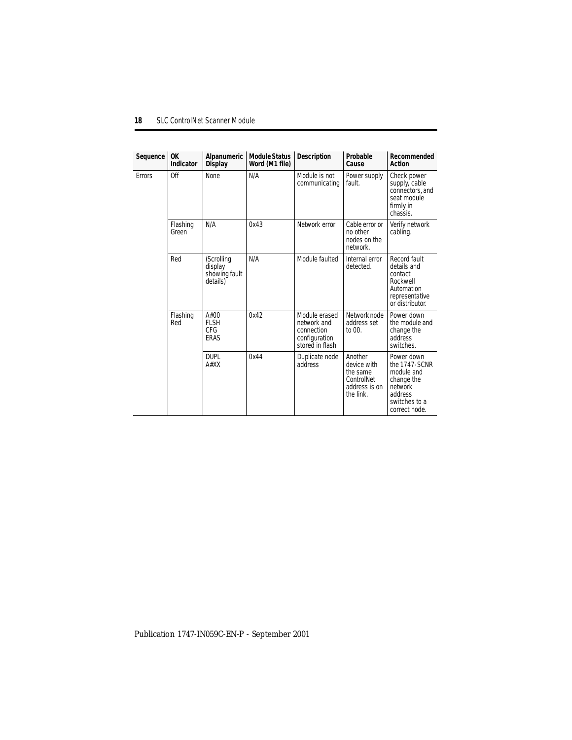| Sequence | OK Indicator | Alpanumeric Display | Module Status Word (M1 file) | Description | Probable Cause | Recommended Action |
|---|---|---|---|---|---|---|
| Errors | Off | None | N/A | Module is not communicating | Power supply fault. | Check power supply, cable connectors, and seat module firmly in chassis. |
| | Flashing Green | N/A | 0x43 | Network error | Cable error or no other nodes on the network. | Verify network cabling. |
| | Red | (Scrolling display showing fault details) | N/A | Module faulted | Internal error detected. | Record fault details and contact Rockwell Automation representative or distributor. |
| | Flashing Red | A#00 FLSH CFG ERAS | 0x42 | Module erased network and connection configuration stored in flash | Network node address set to 00. | Power down the module and change the address switches. |
| | | DUPL A#XX | 0x44 | Duplicate node address | Another device with the same ControlNet address is on the link. | Power down the 1747-SCNR module and change the network address switches to a correct node. |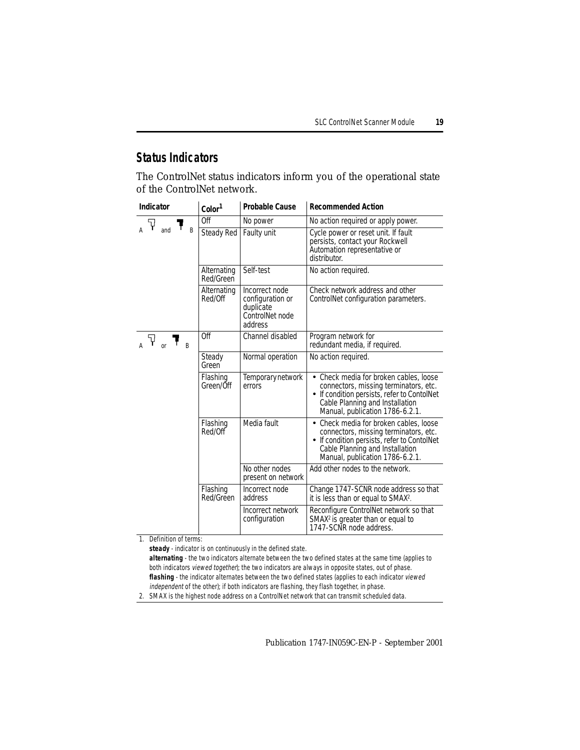## Status Indicators

The ControlNet status indicators inform you of the operational state of the ControlNet network.

| Indicator | Color[1] | Probable Cause | Recommended Action |
|---|---|---|---|
| A and B | Off | No power | No action required or apply power. |
| | Steady Red | Faulty unit | Cycle power or reset unit. If fault persists, contact your Rockwell Automation representative or distributor. |
| | Alternating Red/Green | Self-test | No action required. |
| | Alternating Red/Off | Incorrect node configuration or duplicate ControlNet node address | Check network address and other ControlNet configuration parameters. |
| A or B | Off | Channel disabled | Program network for redundant media, if required. |
| | Steady Green | Normal operation | No action required. |
| | Flashing Green/Off | Temporary network errors | • Check media for broken cables, loose connectors, missing terminators, etc.<br>• If condition persists, refer to ContolNet Cable Planning and Installation Manual, publication 1786-6.2.1. |
| | Flashing Red/Off | Media fault | • Check media for broken cables, loose connectors, missing terminators, etc.<br>• If condition persists, refer to ContolNet Cable Planning and Installation Manual, publication 1786-6.2.1. |
| | | No other nodes present on network | Add other nodes to the network. |
| | Flashing Red/Green | Incorrect node address | Change 1747-SCNR node address so that it is less than or equal to SMAX[2]. |
| | | Incorrect network configuration | Reconfigure ControlNet network so that SMAX[2] is greater than or equal to 1747-SCNR node address. |

1. Definition of terms:
   **steady** - indicator is on continuously in the defined state.
   **alternating** - the two indicators alternate between the two defined states at the same time (applies to both indicators *viewed together*); the two indicators are always in opposite states, out of phase.
   **flashing** - the indicator alternates between the two defined states (applies to each indicator *viewed independent* of the other); if both indicators are flashing, they flash together, in phase.
2. SMAX is the highest node address on a ControlNet network that can transmit scheduled data.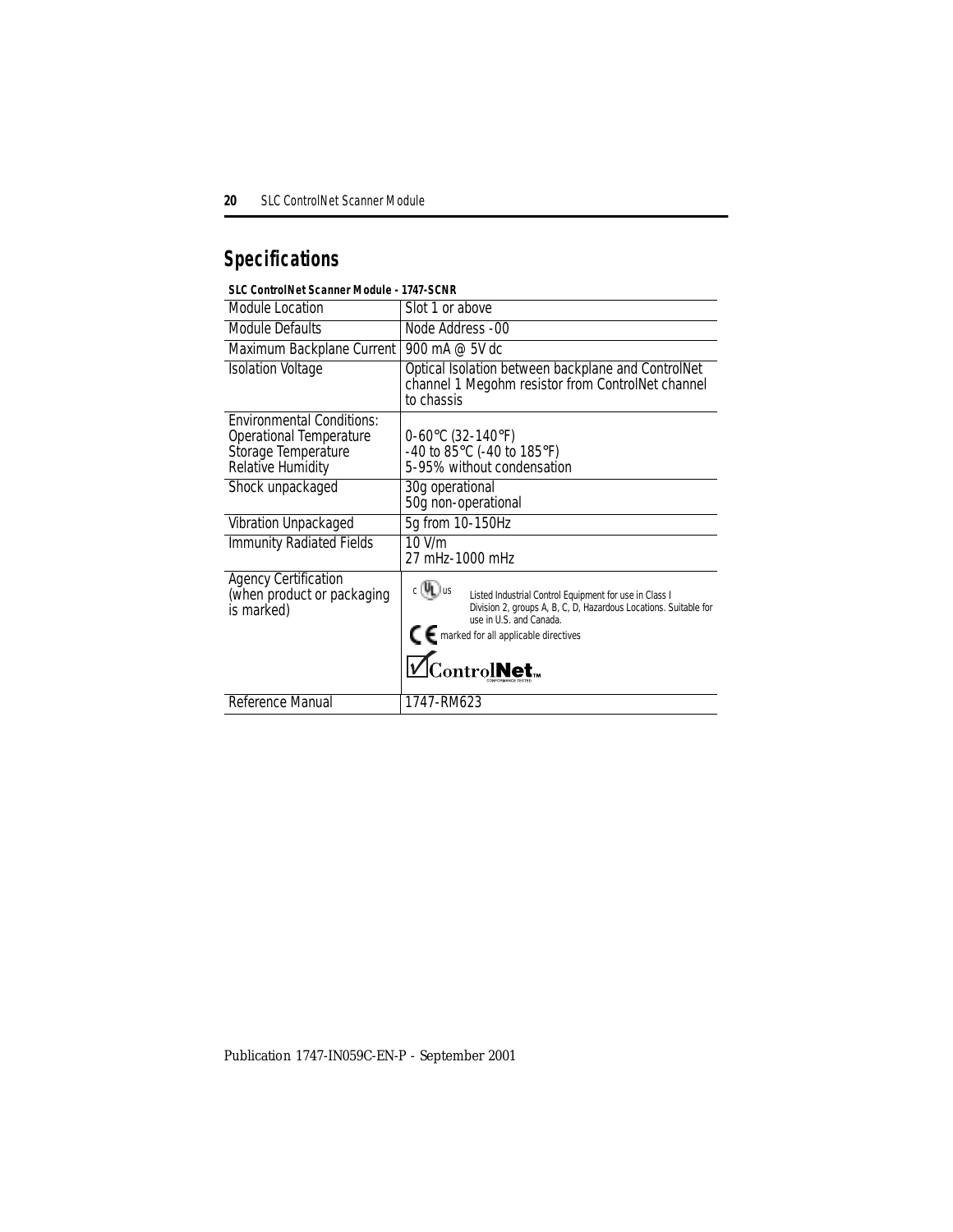## Specifications

**SLC ControlNet Scanner Module - 1747-SCNR**

| | |
|---|---|
| Module Location | Slot 1 or above |
| Module Defaults | Node Address -00 |
| Maximum Backplane Current | 900 mA @ 5V dc |
| Isolation Voltage | Optical Isolation between backplane and ControlNet channel 1 Megohm resistor from ControlNet channel to chassis |
| Environmental Conditions:<br>Operational Temperature<br>Storage Temperature<br>Relative Humidity | <br>0-60°C (32-140°F)<br>-40 to 85°C (-40 to 185°F)<br>5-95% without condensation |
| Shock unpackaged | 30g operational<br>50g non-operational |
| Vibration Unpackaged | 5g from 10-150Hz |
| Immunity Radiated Fields | 10 V/m<br>27 mHz-1000 mHz |
| Agency Certification (when product or packaging is marked) | c UL us Listed Industrial Control Equipment for use in Class I Division 2, groups A, B, C, D, Hazardous Locations. Suitable for use in U.S. and Canada.<br>CE marked for all applicable directives<br>ControlNet Conformance Tested |
| Reference Manual | 1747-RM623 |

Publication 1747-IN059C-EN-P - September 2001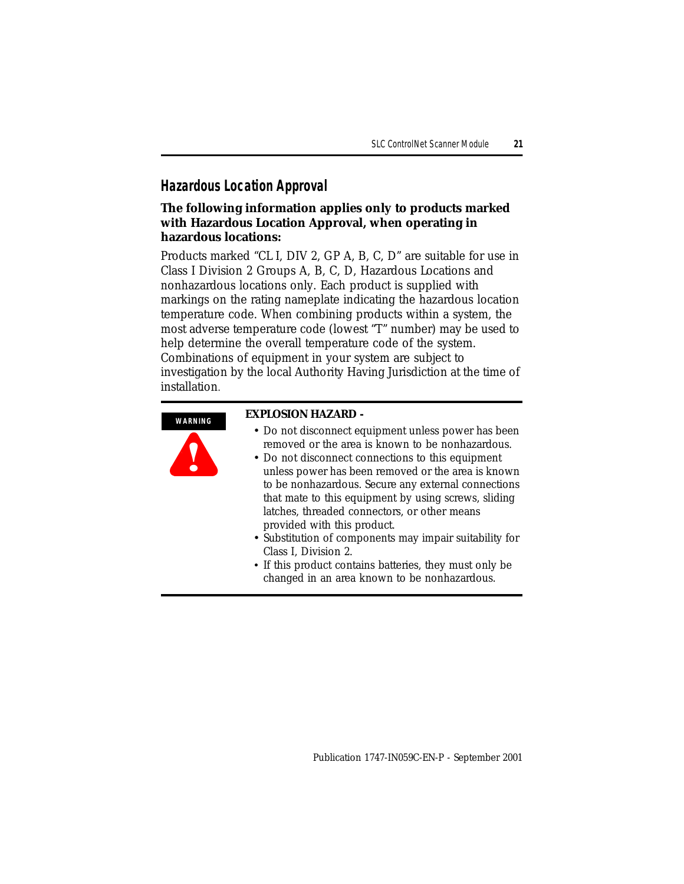## Hazardous Location Approval

**The following information applies only to products marked with Hazardous Location Approval, when operating in hazardous locations:**

Products marked "CL I, DIV 2, GP A, B, C, D" are suitable for use in Class I Division 2 Groups A, B, C, D, Hazardous Locations and nonhazardous locations only. Each product is supplied with markings on the rating nameplate indicating the hazardous location temperature code. When combining products within a system, the most adverse temperature code (lowest "T" number) may be used to help determine the overall temperature code of the system. Combinations of equipment in your system are subject to investigation by the local Authority Having Jurisdiction at the time of installation.

**WARNING**

**EXPLOSION HAZARD -**

- Do not disconnect equipment unless power has been removed or the area is known to be nonhazardous.
- Do not disconnect connections to this equipment unless power has been removed or the area is known to be nonhazardous. Secure any external connections that mate to this equipment by using screws, sliding latches, threaded connectors, or other means provided with this product.
- Substitution of components may impair suitability for Class I, Division 2.
- If this product contains batteries, they must only be changed in an area known to be nonhazardous.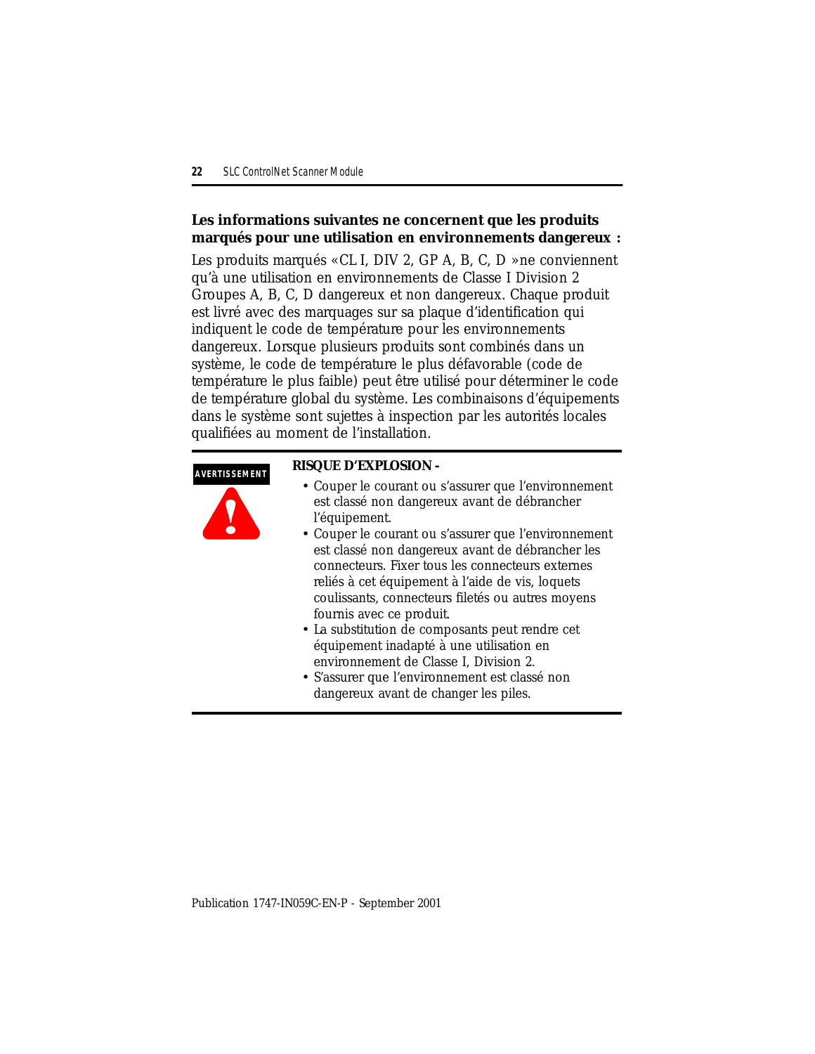**Les informations suivantes ne concernent que les produits marqués pour une utilisation en environnements dangereux :**

Les produits marqués «CL I, DIV 2, GP A, B, C, D »ne conviennent qu'à une utilisation en environnements de Classe I Division 2 Groupes A, B, C, D dangereux et non dangereux. Chaque produit est livré avec des marquages sur sa plaque d'identification qui indiquent le code de température pour les environnements dangereux. Lorsque plusieurs produits sont combinés dans un système, le code de température le plus défavorable (code de température le plus faible) peut être utilisé pour déterminer le code de température global du système. Les combinaisons d'équipements dans le système sont sujettes à inspection par les autorités locales qualifiées au moment de l'installation.

**AVERTISSEMENT**

**RISQUE D'EXPLOSION -**

- Couper le courant ou s'assurer que l'environnement est classé non dangereux avant de débrancher l'équipement.
- Couper le courant ou s'assurer que l'environnement est classé non dangereux avant de débrancher les connecteurs. Fixer tous les connecteurs externes reliés à cet équipement à l'aide de vis, loquets coulissants, connecteurs filetés ou autres moyens fournis avec ce produit.
- La substitution de composants peut rendre cet équipement inadapté à une utilisation en environnement de Classe I, Division 2.
- S'assurer que l'environnement est classé non dangereux avant de changer les piles.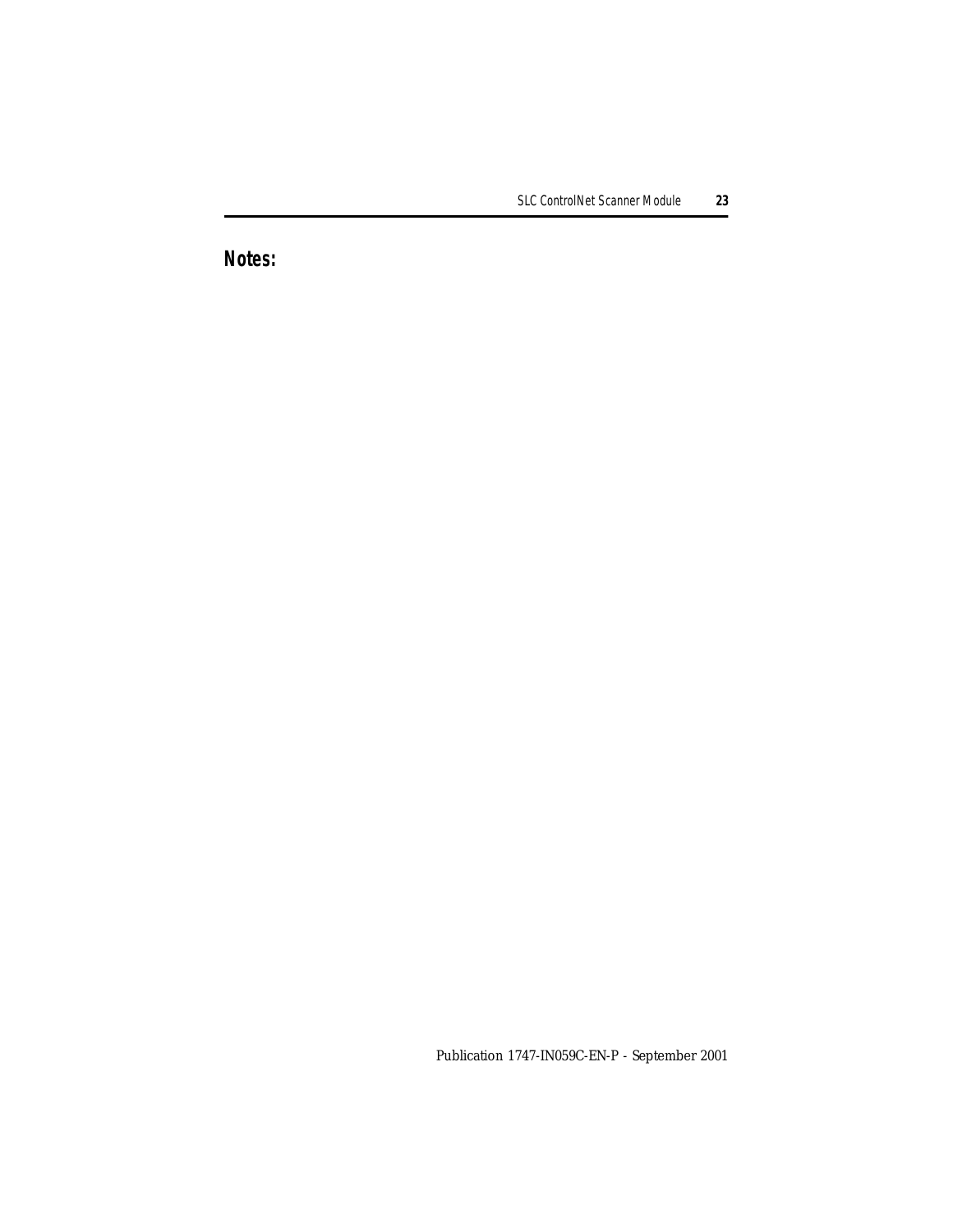## Notes: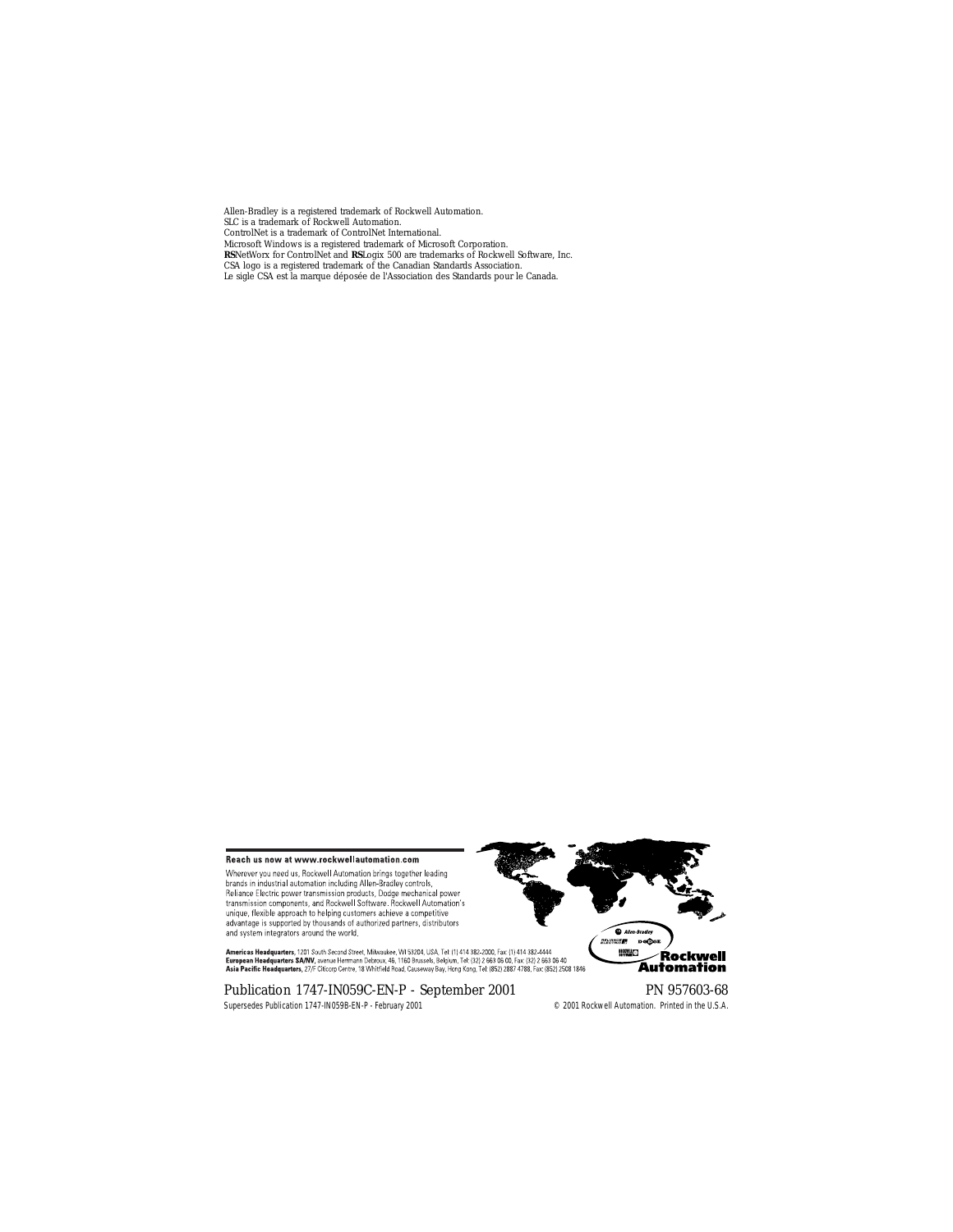Allen-Bradley is a registered trademark of Rockwell Automation.
SLC is a trademark of Rockwell Automation.
ControlNet is a trademark of ControlNet International.
Microsoft Windows is a registered trademark of Microsoft Corporation.
**RS**NetWorx for ControlNet and **RS**Logix 500 are trademarks of Rockwell Software, Inc.
CSA logo is a registered trademark of the Canadian Standards Association.
Le sigle CSA est la marque déposée de l'Association des Standards pour le Canada.

**Reach us now at www.rockwellautomation.com**

Wherever you need us, Rockwell Automation brings together leading brands in industrial automation including Allen-Bradley controls, Reliance Electric power transmission products, Dodge mechanical power transmission components, and Rockwell Software. Rockwell Automation's unique, flexible approach to helping customers achieve a competitive advantage is supported by thousands of authorized partners, distributors and system integrators around the world.

**Americas Headquarters**, 1201 South Second Street, Milwaukee, WI 53204, USA, Tel: (1) 414 382-2000, Fax: (1) 414 382-4444
**European Headquarters SA/NV**, avenue Herrmann Debroux, 46, 1160 Brussels, Belgium, Tel: (32) 2 663 06 00, Fax: (32) 2 663 06 40
**Asia Pacific Headquarters**, 27/F Citicorp Centre, 18 Whitfield Road, Causeway Bay, Hong Kong, Tel: (852) 2887 4788, Fax: (852) 2508 1846

Publication 1747-IN059C-EN-P - September 2001 PN 957603-68

Supersedes Publication 1747-IN059B-EN-P - February 2001 © 2001 Rockwell Automation. Printed in the U.S.A.